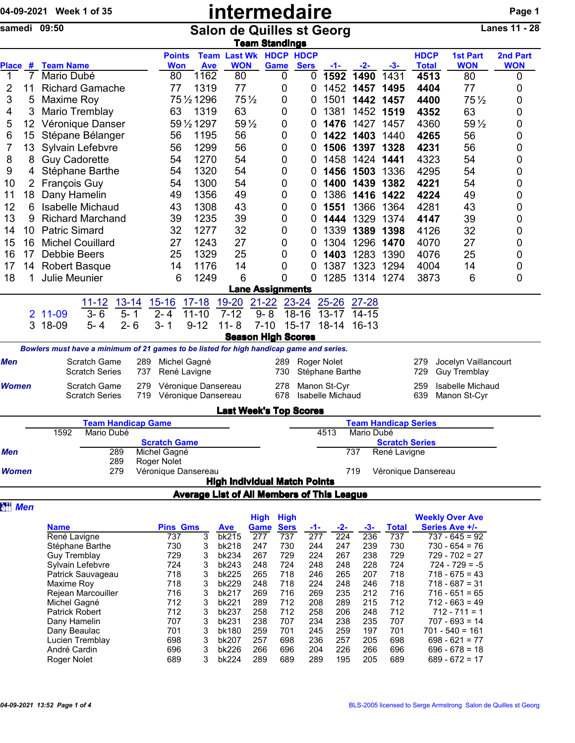04-09-2021 Week 1 of 35

samedi 09:50

# intermedaire

## Salon de Quilles st Georg

Lanes 11 - 28

### Team Standings

| Place | # | Team Name | Points Won | Team Ave | Last Wk WON | HDCP Game | HDCP Sers | -1- | -2- | -3- | HDCP Total | 1st Part WON | 2nd Part WON |
|---|---|---|---|---|---|---|---|---|---|---|---|---|---|
| 1 | 7 | Mario Dubé | 80 | 1162 | 80 | 0 | 0 | **1592** | **1490** | 1431 | **4513** | 80 | 0 |
| 2 | 11 | Richard Gamache | 77 | 1319 | 77 | 0 | 0 | 1452 | **1457** | **1495** | **4404** | 77 | 0 |
| 3 | 5 | Maxime Roy | 75½ | 1296 | 75½ | 0 | 0 | 1501 | **1442** | **1457** | **4400** | 75½ | 0 |
| 4 | 3 | Mario Tremblay | 63 | 1319 | 63 | 0 | 0 | 1381 | 1452 | **1519** | **4352** | 63 | 0 |
| 5 | 12 | Véronique Danser | 59½ | 1297 | 59½ | 0 | 0 | **1476** | 1427 | 1457 | 4360 | 59½ | 0 |
| 6 | 15 | Stépane Bélanger | 56 | 1195 | 56 | 0 | 0 | **1422** | **1403** | 1440 | **4265** | 56 | 0 |
| 7 | 13 | Sylvain Lefebvre | 56 | 1299 | 56 | 0 | 0 | **1506** | **1397** | **1328** | **4231** | 56 | 0 |
| 8 | 8 | Guy Cadorette | 54 | 1270 | 54 | 0 | 0 | 1458 | 1424 | **1441** | 4323 | 54 | 0 |
| 9 | 4 | Stéphane Barthe | 54 | 1320 | 54 | 0 | 0 | **1456** | **1503** | 1336 | 4295 | 54 | 0 |
| 10 | 2 | François Guy | 54 | 1300 | 54 | 0 | 0 | **1400** | **1439** | **1382** | **4221** | 54 | 0 |
| 11 | 18 | Dany Hamelin | 49 | 1356 | 49 | 0 | 0 | 1386 | **1416** | **1422** | **4224** | 49 | 0 |
| 12 | 6 | Isabelle Michaud | 43 | 1308 | 43 | 0 | 0 | **1551** | 1366 | 1364 | 4281 | 43 | 0 |
| 13 | 9 | Richard Marchand | 39 | 1235 | 39 | 0 | 0 | **1444** | 1329 | 1374 | **4147** | 39 | 0 |
| 14 | 10 | Patric Simard | 32 | 1277 | 32 | 0 | 0 | 1339 | **1389** | **1398** | 4126 | 32 | 0 |
| 15 | 16 | Michel Couillard | 27 | 1243 | 27 | 0 | 0 | 1304 | 1296 | **1470** | 4070 | 27 | 0 |
| 16 | 17 | Debbie Beers | 25 | 1329 | 25 | 0 | 0 | **1403** | 1283 | 1390 | 4076 | 25 | 0 |
| 17 | 14 | Robert Basque | 14 | 1176 | 14 | 0 | 0 | 1387 | 1323 | 1294 | 4004 | 14 | 0 |
| 18 | 1 | Julie Meunier | 6 | 1249 | 6 | 0 | 0 | 1285 | 1314 | 1274 | 3873 | 6 | 0 |

### Lane Assignments

| | | 11-12 | 13-14 | 15-16 | 17-18 | 19-20 | 21-22 | 23-24 | 25-26 | 27-28 |
|---|---|---|---|---|---|---|---|---|---|---|
| 2 | 11-09 | 3- 6 | 5- 1 | 2- 4 | 11-10 | 7-12 | 9- 8 | 18-16 | 13-17 | 14-15 |
| 3 | 18-09 | 5- 4 | 2- 6 | 3- 1 | 9-12 | 11- 8 | 7-10 | 15-17 | 18-14 | 16-13 |

### Season High Scores

*Bowlers must have a minimum of 21 games to be listed for high handicap game and series.*

| | | | | | | | |
|---|---|---|---|---|---|---|---|
| **Men** | Scratch Game | 289 | Michel Gagné | 289 | Roger Nolet | 279 | Jocelyn Vaillancourt |
| | Scratch Series | 737 | René Lavigne | 730 | Stéphane Barthe | 729 | Guy Tremblay |
| **Women** | Scratch Game | 279 | Véronique Dansereau | 278 | Manon St-Cyr | 259 | Isabelle Michaud |
| | Scratch Series | 719 | Véronique Dansereau | 678 | Isabelle Michaud | 639 | Manon St-Cyr |

### Last Week's Top Scores

| | Team Handicap Game | | Team Handicap Series | |
|---|---|---|---|---|
| | 1592 | Mario Dubé | 4513 | Mario Dubé |
| | **Scratch Game** | | **Scratch Series** | |
| **Men** | 289 | Michel Gagné | 737 | René Lavigne |
| | 289 | Roger Nolet | | |
| **Women** | 279 | Véronique Dansereau | 719 | Véronique Dansereau |

### High Individual Match Points

### Average List of All Members of This League

***Men***

| Name | Pins | Gms | Ave | High Game | High Sers | -1- | -2- | -3- | Total | Weekly Over Ave Series Ave +/- |
|---|---|---|---|---|---|---|---|---|---|---|
| René Lavigne | 737 | 3 | bk215 | 277 | 737 | 277 | 224 | 236 | 737 | 737 - 645 = 92 |
| Stéphane Barthe | 730 | 3 | bk218 | 247 | 730 | 244 | 247 | 239 | 730 | 730 - 654 = 76 |
| Guy Tremblay | 729 | 3 | bk234 | 267 | 729 | 224 | 267 | 238 | 729 | 729 - 702 = 27 |
| Sylvain Lefebvre | 724 | 3 | bk243 | 248 | 724 | 248 | 248 | 228 | 724 | 724 - 729 = -5 |
| Patrick Sauvageau | 718 | 3 | bk225 | 265 | 718 | 246 | 265 | 207 | 718 | 718 - 675 = 43 |
| Maxime Roy | 718 | 3 | bk229 | 248 | 718 | 224 | 248 | 246 | 718 | 718 - 687 = 31 |
| Rejean Marcouiller | 716 | 3 | bk217 | 269 | 716 | 269 | 235 | 212 | 716 | 716 - 651 = 65 |
| Michel Gagné | 712 | 3 | bk221 | 289 | 712 | 208 | 289 | 215 | 712 | 712 - 663 = 49 |
| Patrick Robert | 712 | 3 | bk237 | 258 | 712 | 258 | 206 | 248 | 712 | 712 - 711 = 1 |
| Dany Hamelin | 707 | 3 | bk231 | 238 | 707 | 234 | 238 | 235 | 707 | 707 - 693 = 14 |
| Dany Beaulac | 701 | 3 | bk180 | 259 | 701 | 245 | 259 | 197 | 701 | 701 - 540 = 161 |
| Lucien Tremblay | 698 | 3 | bk207 | 257 | 698 | 236 | 257 | 205 | 698 | 698 - 621 = 77 |
| André Cardin | 696 | 3 | bk226 | 266 | 696 | 204 | 226 | 266 | 696 | 696 - 678 = 18 |
| Roger Nolet | 689 | 3 | bk224 | 289 | 689 | 289 | 195 | 205 | 689 | 689 - 672 = 17 |

BLS-2005 licensed to Serge Armstrong Salon de Quilles st Georg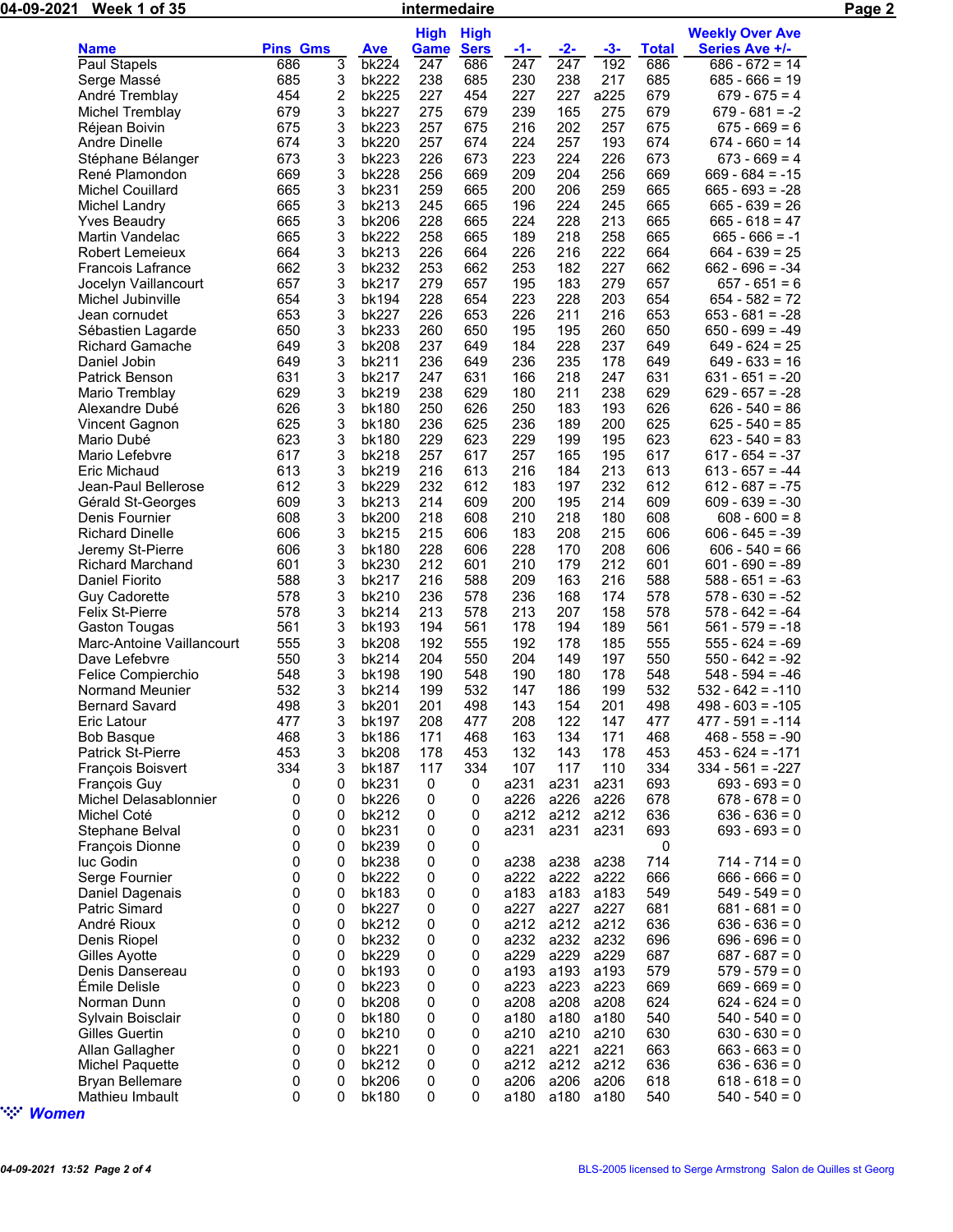# intermedaire

04-09-2021 Week 1 of 35

| Name | Pins | Gms | Ave | High Game | High Sers | -1- | -2- | -3- | Total | Weekly Over Ave Series Ave +/- |
|---|---|---|---|---|---|---|---|---|---|---|
| Paul Stapels | 686 | 3 | bk224 | 247 | 686 | 247 | 247 | 192 | 686 | 686 - 672 = 14 |
| Serge Massé | 685 | 3 | bk222 | 238 | 685 | 230 | 238 | 217 | 685 | 685 - 666 = 19 |
| André Tremblay | 454 | 2 | bk225 | 227 | 454 | 227 | 227 | a225 | 679 | 679 - 675 = 4 |
| Michel Tremblay | 679 | 3 | bk227 | 275 | 679 | 239 | 165 | 275 | 679 | 679 - 681 = -2 |
| Réjean Boivin | 675 | 3 | bk223 | 257 | 675 | 216 | 202 | 257 | 675 | 675 - 669 = 6 |
| Andre Dinelle | 674 | 3 | bk220 | 257 | 674 | 224 | 257 | 193 | 674 | 674 - 660 = 14 |
| Stéphane Bélanger | 673 | 3 | bk223 | 226 | 673 | 223 | 224 | 226 | 673 | 673 - 669 = 4 |
| René Plamondon | 669 | 3 | bk228 | 256 | 669 | 209 | 204 | 256 | 669 | 669 - 684 = -15 |
| Michel Couillard | 665 | 3 | bk231 | 259 | 665 | 200 | 206 | 259 | 665 | 665 - 693 = -28 |
| Michel Landry | 665 | 3 | bk213 | 245 | 665 | 196 | 224 | 245 | 665 | 665 - 639 = 26 |
| Yves Beaudry | 665 | 3 | bk206 | 228 | 665 | 224 | 228 | 213 | 665 | 665 - 618 = 47 |
| Martin Vandelac | 665 | 3 | bk222 | 258 | 665 | 189 | 218 | 258 | 665 | 665 - 666 = -1 |
| Robert Lemeieux | 664 | 3 | bk213 | 226 | 664 | 226 | 216 | 222 | 664 | 664 - 639 = 25 |
| Francois Lafrance | 662 | 3 | bk232 | 253 | 662 | 253 | 182 | 227 | 662 | 662 - 696 = -34 |
| Jocelyn Vaillancourt | 657 | 3 | bk217 | 279 | 657 | 195 | 183 | 279 | 657 | 657 - 651 = 6 |
| Michel Jubinville | 654 | 3 | bk194 | 228 | 654 | 223 | 228 | 203 | 654 | 654 - 582 = 72 |
| Jean cornudet | 653 | 3 | bk227 | 226 | 653 | 226 | 211 | 216 | 653 | 653 - 681 = -28 |
| Sébastien Lagarde | 650 | 3 | bk233 | 260 | 650 | 195 | 195 | 260 | 650 | 650 - 699 = -49 |
| Richard Gamache | 649 | 3 | bk208 | 237 | 649 | 184 | 228 | 237 | 649 | 649 - 624 = 25 |
| Daniel Jobin | 649 | 3 | bk211 | 236 | 649 | 236 | 235 | 178 | 649 | 649 - 633 = 16 |
| Patrick Benson | 631 | 3 | bk217 | 247 | 631 | 166 | 218 | 247 | 631 | 631 - 651 = -20 |
| Mario Tremblay | 629 | 3 | bk219 | 238 | 629 | 180 | 211 | 238 | 629 | 629 - 657 = -28 |
| Alexandre Dubé | 626 | 3 | bk180 | 250 | 626 | 250 | 183 | 193 | 626 | 626 - 540 = 86 |
| Vincent Gagnon | 625 | 3 | bk180 | 236 | 625 | 236 | 189 | 200 | 625 | 625 - 540 = 85 |
| Mario Dubé | 623 | 3 | bk180 | 229 | 623 | 229 | 199 | 195 | 623 | 623 - 540 = 83 |
| Mario Lefebvre | 617 | 3 | bk218 | 257 | 617 | 257 | 165 | 195 | 617 | 617 - 654 = -37 |
| Eric Michaud | 613 | 3 | bk219 | 216 | 613 | 216 | 184 | 213 | 613 | 613 - 657 = -44 |
| Jean-Paul Bellerose | 612 | 3 | bk229 | 232 | 612 | 183 | 197 | 232 | 612 | 612 - 687 = -75 |
| Gérald St-Georges | 609 | 3 | bk213 | 214 | 609 | 200 | 195 | 214 | 609 | 609 - 639 = -30 |
| Denis Fournier | 608 | 3 | bk200 | 218 | 608 | 210 | 218 | 180 | 608 | 608 - 600 = 8 |
| Richard Dinelle | 606 | 3 | bk215 | 215 | 606 | 183 | 208 | 215 | 606 | 606 - 645 = -39 |
| Jeremy St-Pierre | 606 | 3 | bk180 | 228 | 606 | 228 | 170 | 208 | 606 | 606 - 540 = 66 |
| Richard Marchand | 601 | 3 | bk230 | 212 | 601 | 210 | 179 | 212 | 601 | 601 - 690 = -89 |
| Daniel Fiorito | 588 | 3 | bk217 | 216 | 588 | 209 | 163 | 216 | 588 | 588 - 651 = -63 |
| Guy Cadorette | 578 | 3 | bk210 | 236 | 578 | 236 | 168 | 174 | 578 | 578 - 630 = -52 |
| Felix St-Pierre | 578 | 3 | bk214 | 213 | 578 | 213 | 207 | 158 | 578 | 578 - 642 = -64 |
| Gaston Tougas | 561 | 3 | bk193 | 194 | 561 | 178 | 194 | 189 | 561 | 561 - 579 = -18 |
| Marc-Antoine Vaillancourt | 555 | 3 | bk208 | 192 | 555 | 192 | 178 | 185 | 555 | 555 - 624 = -69 |
| Dave Lefebvre | 550 | 3 | bk214 | 204 | 550 | 204 | 149 | 197 | 550 | 550 - 642 = -92 |
| Felice Compierchio | 548 | 3 | bk198 | 190 | 548 | 190 | 180 | 178 | 548 | 548 - 594 = -46 |
| Normand Meunier | 532 | 3 | bk214 | 199 | 532 | 147 | 186 | 199 | 532 | 532 - 642 = -110 |
| Bernard Savard | 498 | 3 | bk201 | 201 | 498 | 143 | 154 | 201 | 498 | 498 - 603 = -105 |
| Eric Latour | 477 | 3 | bk197 | 208 | 477 | 208 | 122 | 147 | 477 | 477 - 591 = -114 |
| Bob Basque | 468 | 3 | bk186 | 171 | 468 | 163 | 134 | 171 | 468 | 468 - 558 = -90 |
| Patrick St-Pierre | 453 | 3 | bk208 | 178 | 453 | 132 | 143 | 178 | 453 | 453 - 624 = -171 |
| François Boisvert | 334 | 3 | bk187 | 117 | 334 | 107 | 117 | 110 | 334 | 334 - 561 = -227 |
| François Guy | 0 | 0 | bk231 | 0 | 0 | a231 | a231 | a231 | 693 | 693 - 693 = 0 |
| Michel Delasablonnier | 0 | 0 | bk226 | 0 | 0 | a226 | a226 | a226 | 678 | 678 - 678 = 0 |
| Michel Coté | 0 | 0 | bk212 | 0 | 0 | a212 | a212 | a212 | 636 | 636 - 636 = 0 |
| Stephane Belval | 0 | 0 | bk231 | 0 | 0 | a231 | a231 | a231 | 693 | 693 - 693 = 0 |
| François Dionne | 0 | 0 | bk239 | 0 | 0 | | | | 0 | |
| luc Godin | 0 | 0 | bk238 | 0 | 0 | a238 | a238 | a238 | 714 | 714 - 714 = 0 |
| Serge Fournier | 0 | 0 | bk222 | 0 | 0 | a222 | a222 | a222 | 666 | 666 - 666 = 0 |
| Daniel Dagenais | 0 | 0 | bk183 | 0 | 0 | a183 | a183 | a183 | 549 | 549 - 549 = 0 |
| Patric Simard | 0 | 0 | bk227 | 0 | 0 | a227 | a227 | a227 | 681 | 681 - 681 = 0 |
| André Rioux | 0 | 0 | bk212 | 0 | 0 | a212 | a212 | a212 | 636 | 636 - 636 = 0 |
| Denis Riopel | 0 | 0 | bk232 | 0 | 0 | a232 | a232 | a232 | 696 | 696 - 696 = 0 |
| Gilles Ayotte | 0 | 0 | bk229 | 0 | 0 | a229 | a229 | a229 | 687 | 687 - 687 = 0 |
| Denis Dansereau | 0 | 0 | bk193 | 0 | 0 | a193 | a193 | a193 | 579 | 579 - 579 = 0 |
| Émile Delisle | 0 | 0 | bk223 | 0 | 0 | a223 | a223 | a223 | 669 | 669 - 669 = 0 |
| Norman Dunn | 0 | 0 | bk208 | 0 | 0 | a208 | a208 | a208 | 624 | 624 - 624 = 0 |
| Sylvain Boisclair | 0 | 0 | bk180 | 0 | 0 | a180 | a180 | a180 | 540 | 540 - 540 = 0 |
| Gilles Guertin | 0 | 0 | bk210 | 0 | 0 | a210 | a210 | a210 | 630 | 630 - 630 = 0 |
| Allan Gallagher | 0 | 0 | bk221 | 0 | 0 | a221 | a221 | a221 | 663 | 663 - 663 = 0 |
| Michel Paquette | 0 | 0 | bk212 | 0 | 0 | a212 | a212 | a212 | 636 | 636 - 636 = 0 |
| Bryan Bellemare | 0 | 0 | bk206 | 0 | 0 | a206 | a206 | a206 | 618 | 618 - 618 = 0 |
| Mathieu Imbault | 0 | 0 | bk180 | 0 | 0 | a180 | a180 | a180 | 540 | 540 - 540 = 0 |

*Women*

BLS-2005 licensed to Serge Armstrong Salon de Quilles st Georg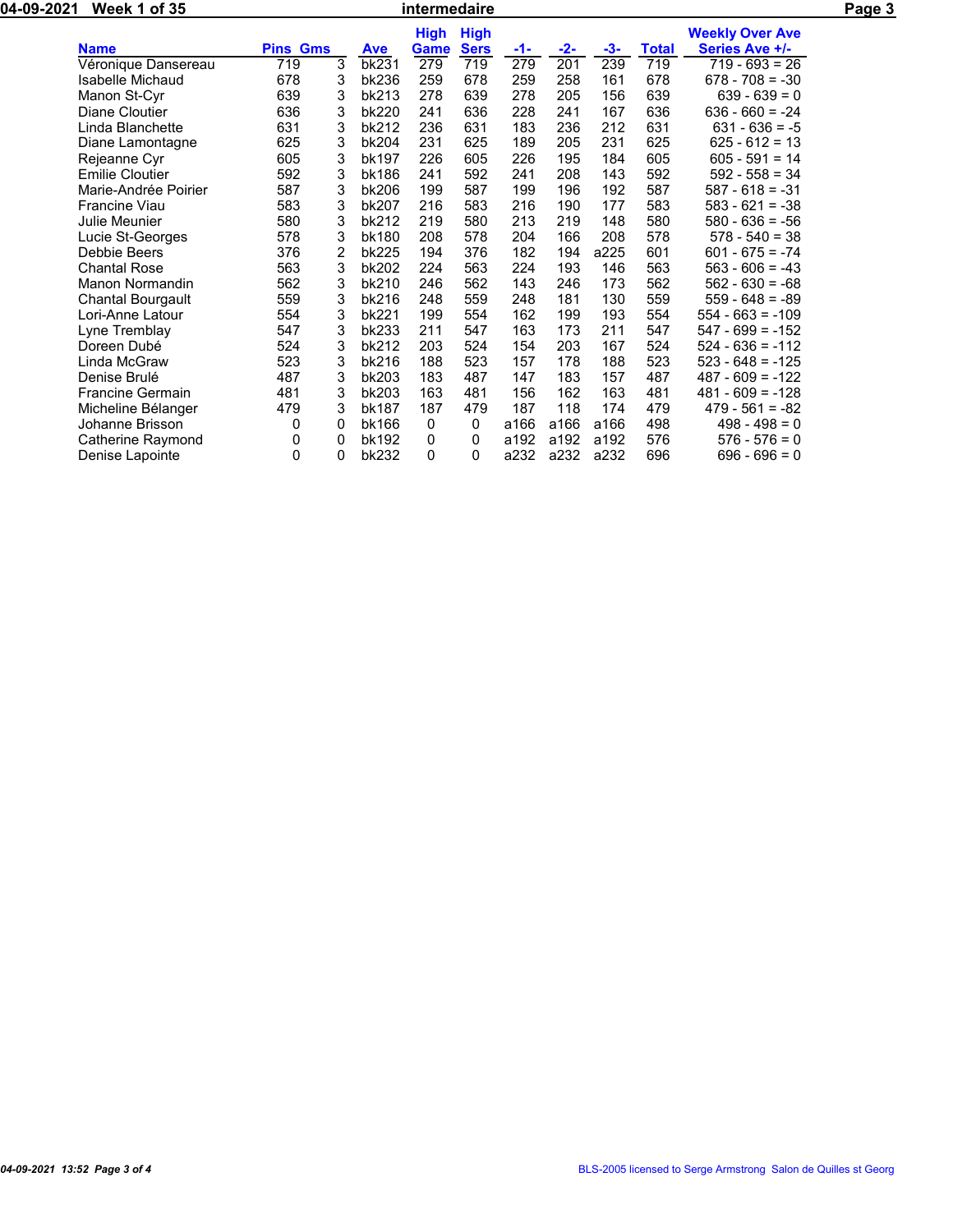04-09-2021 Week 1 of 35 **intermedaire**

| Name | Pins | Gms | Ave | High Game | High Sers | -1- | -2- | -3- | Total | Weekly Over Ave Series Ave +/- |
|---|---|---|---|---|---|---|---|---|---|---|
| Véronique Dansereau | 719 | 3 | bk231 | 279 | 719 | 279 | 201 | 239 | 719 | 719 - 693 = 26 |
| Isabelle Michaud | 678 | 3 | bk236 | 259 | 678 | 259 | 258 | 161 | 678 | 678 - 708 = -30 |
| Manon St-Cyr | 639 | 3 | bk213 | 278 | 639 | 278 | 205 | 156 | 639 | 639 - 639 = 0 |
| Diane Cloutier | 636 | 3 | bk220 | 241 | 636 | 228 | 241 | 167 | 636 | 636 - 660 = -24 |
| Linda Blanchette | 631 | 3 | bk212 | 236 | 631 | 183 | 236 | 212 | 631 | 631 - 636 = -5 |
| Diane Lamontagne | 625 | 3 | bk204 | 231 | 625 | 189 | 205 | 231 | 625 | 625 - 612 = 13 |
| Rejeanne Cyr | 605 | 3 | bk197 | 226 | 605 | 226 | 195 | 184 | 605 | 605 - 591 = 14 |
| Emilie Cloutier | 592 | 3 | bk186 | 241 | 592 | 241 | 208 | 143 | 592 | 592 - 558 = 34 |
| Marie-Andrée Poirier | 587 | 3 | bk206 | 199 | 587 | 199 | 196 | 192 | 587 | 587 - 618 = -31 |
| Francine Viau | 583 | 3 | bk207 | 216 | 583 | 216 | 190 | 177 | 583 | 583 - 621 = -38 |
| Julie Meunier | 580 | 3 | bk212 | 219 | 580 | 213 | 219 | 148 | 580 | 580 - 636 = -56 |
| Lucie St-Georges | 578 | 3 | bk180 | 208 | 578 | 204 | 166 | 208 | 578 | 578 - 540 = 38 |
| Debbie Beers | 376 | 2 | bk225 | 194 | 376 | 182 | 194 | a225 | 601 | 601 - 675 = -74 |
| Chantal Rose | 563 | 3 | bk202 | 224 | 563 | 224 | 193 | 146 | 563 | 563 - 606 = -43 |
| Manon Normandin | 562 | 3 | bk210 | 246 | 562 | 143 | 246 | 173 | 562 | 562 - 630 = -68 |
| Chantal Bourgault | 559 | 3 | bk216 | 248 | 559 | 248 | 181 | 130 | 559 | 559 - 648 = -89 |
| Lori-Anne Latour | 554 | 3 | bk221 | 199 | 554 | 162 | 199 | 193 | 554 | 554 - 663 = -109 |
| Lyne Tremblay | 547 | 3 | bk233 | 211 | 547 | 163 | 173 | 211 | 547 | 547 - 699 = -152 |
| Doreen Dubé | 524 | 3 | bk212 | 203 | 524 | 154 | 203 | 167 | 524 | 524 - 636 = -112 |
| Linda McGraw | 523 | 3 | bk216 | 188 | 523 | 157 | 178 | 188 | 523 | 523 - 648 = -125 |
| Denise Brulé | 487 | 3 | bk203 | 183 | 487 | 147 | 183 | 157 | 487 | 487 - 609 = -122 |
| Francine Germain | 481 | 3 | bk203 | 163 | 481 | 156 | 162 | 163 | 481 | 481 - 609 = -128 |
| Micheline Bélanger | 479 | 3 | bk187 | 187 | 479 | 187 | 118 | 174 | 479 | 479 - 561 = -82 |
| Johanne Brisson | 0 | 0 | bk166 | 0 | 0 | a166 | a166 | a166 | 498 | 498 - 498 = 0 |
| Catherine Raymond | 0 | 0 | bk192 | 0 | 0 | a192 | a192 | a192 | 576 | 576 - 576 = 0 |
| Denise Lapointe | 0 | 0 | bk232 | 0 | 0 | a232 | a232 | a232 | 696 | 696 - 696 = 0 |

04-09-2021 13:52 BLS-2005 licensed to Serge Armstrong Salon de Quilles st Georg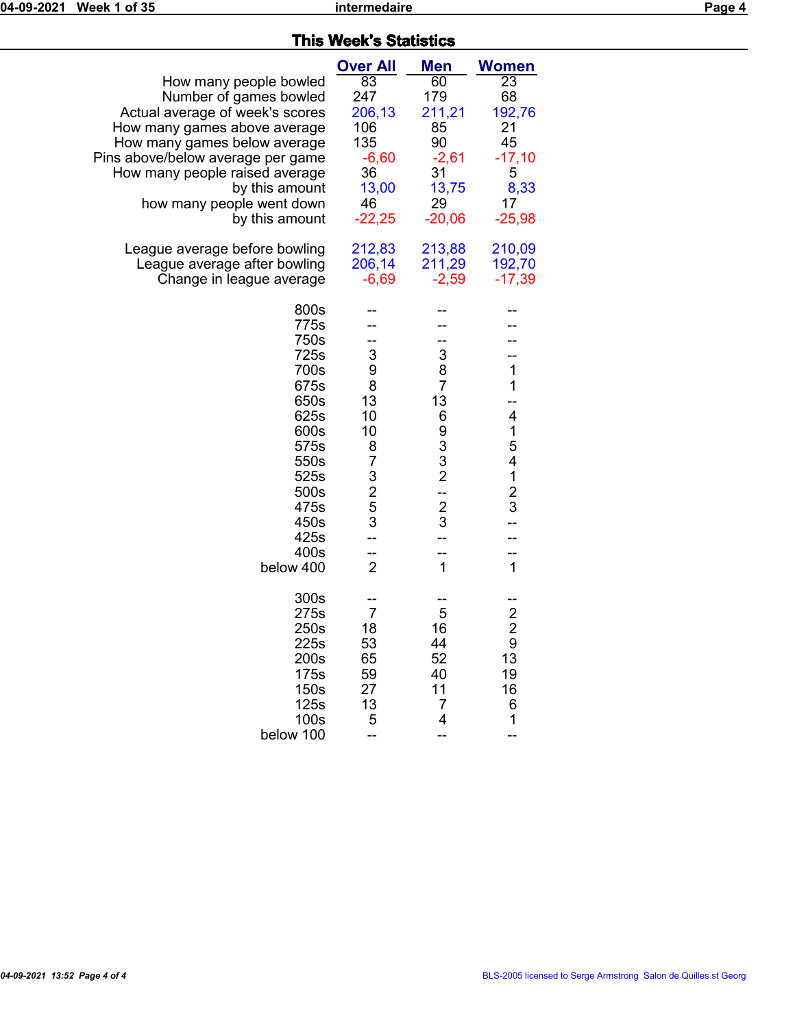## This Week's Statistics

| | Over All | Men | Women |
|---|---|---|---|
| How many people bowled | 83 | 60 | 23 |
| Number of games bowled | 247 | 179 | 68 |
| Actual average of week's scores | 206,13 | 211,21 | 192,76 |
| How many games above average | 106 | 85 | 21 |
| How many games below average | 135 | 90 | 45 |
| Pins above/below average per game | -6,60 | -2,61 | -17,10 |
| How many people raised average | 36 | 31 | 5 |
| by this amount | 13,00 | 13,75 | 8,33 |
| how many people went down | 46 | 29 | 17 |
| by this amount | -22,25 | -20,06 | -25,98 |
| | | | |
| League average before bowling | 212,83 | 213,88 | 210,09 |
| League average after bowling | 206,14 | 211,29 | 192,70 |
| Change in league average | -6,69 | -2,59 | -17,39 |
| | | | |
| 800s | -- | -- | -- |
| 775s | -- | -- | -- |
| 750s | -- | -- | -- |
| 725s | 3 | 3 | -- |
| 700s | 9 | 8 | 1 |
| 675s | 8 | 7 | 1 |
| 650s | 13 | 13 | -- |
| 625s | 10 | 6 | 4 |
| 600s | 10 | 9 | 1 |
| 575s | 8 | 3 | 5 |
| 550s | 7 | 3 | 4 |
| 525s | 3 | 2 | 1 |
| 500s | 2 | -- | 2 |
| 475s | 5 | 2 | 3 |
| 450s | 3 | 3 | -- |
| 425s | -- | -- | -- |
| 400s | -- | -- | -- |
| below 400 | 2 | 1 | 1 |
| | | | |
| 300s | -- | -- | -- |
| 275s | 7 | 5 | 2 |
| 250s | 18 | 16 | 2 |
| 225s | 53 | 44 | 9 |
| 200s | 65 | 52 | 13 |
| 175s | 59 | 40 | 19 |
| 150s | 27 | 11 | 16 |
| 125s | 13 | 7 | 6 |
| 100s | 5 | 4 | 1 |
| below 100 | -- | -- | -- |